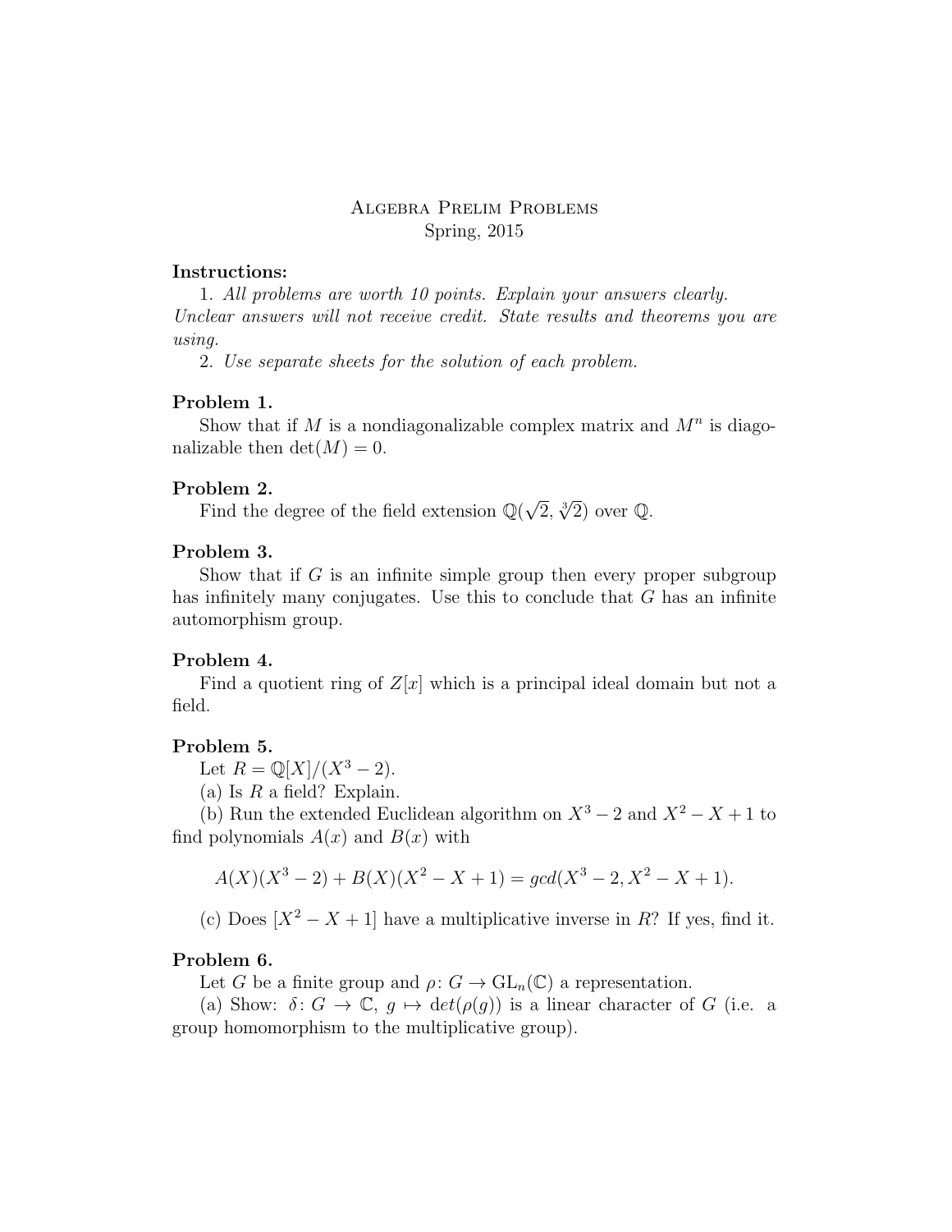# Algebra Prelim Problems

Spring, 2015

**Instructions:**

1. *All problems are worth 10 points. Explain your answers clearly. Unclear answers will not receive credit. State results and theorems you are using.*

2. *Use separate sheets for the solution of each problem.*

**Problem 1.**

Show that if $M$ is a nondiagonalizable complex matrix and $M^n$ is diagonalizable then $\det(M) = 0$.

**Problem 2.**

Find the degree of the field extension $\mathbb{Q}(\sqrt{2}, \sqrt[3]{2})$ over $\mathbb{Q}$.

**Problem 3.**

Show that if $G$ is an infinite simple group then every proper subgroup has infinitely many conjugates. Use this to conclude that $G$ has an infinite automorphism group.

**Problem 4.**

Find a quotient ring of $Z[x]$ which is a principal ideal domain but not a field.

**Problem 5.**

Let $R = \mathbb{Q}[X]/(X^3 - 2)$.

(a) Is $R$ a field? Explain.

(b) Run the extended Euclidean algorithm on $X^3 - 2$ and $X^2 - X + 1$ to find polynomials $A(x)$ and $B(x)$ with

$$A(X)(X^3 - 2) + B(X)(X^2 - X + 1) = gcd(X^3 - 2, X^2 - X + 1).$$

(c) Does $[X^2 - X + 1]$ have a multiplicative inverse in $R$? If yes, find it.

**Problem 6.**

Let $G$ be a finite group and $\rho \colon G \to \mathrm{GL}_n(\mathbb{C})$ a representation.

(a) Show: $\delta \colon G \to \mathbb{C}$, $g \mapsto det(\rho(g))$ is a linear character of $G$ (i.e. a group homomorphism to the multiplicative group).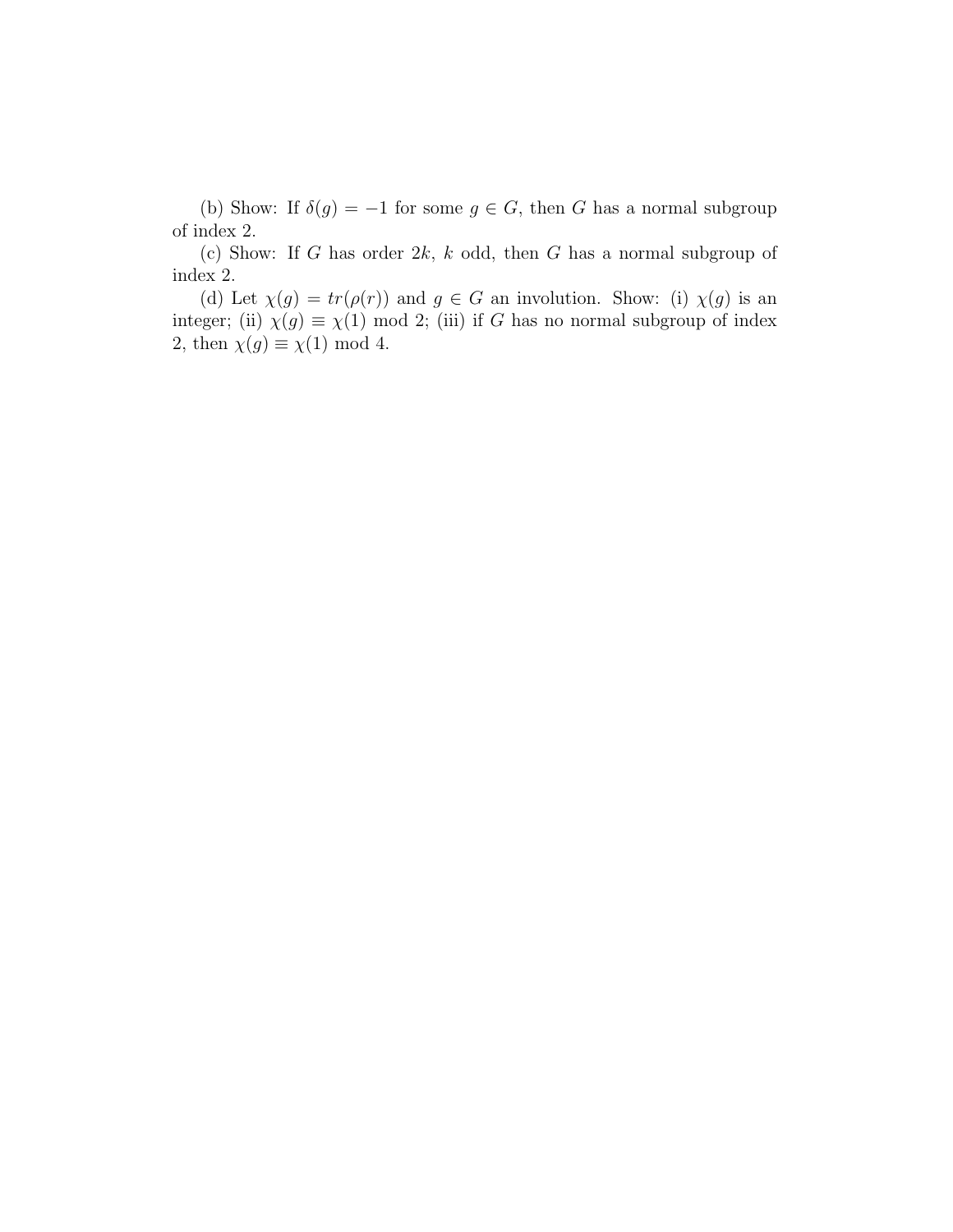(b) Show: If $\delta(g) = -1$ for some $g \in G$, then $G$ has a normal subgroup of index 2.

(c) Show: If $G$ has order $2k$, $k$ odd, then $G$ has a normal subgroup of index 2.

(d) Let $\chi(g) = tr(\rho(r))$ and $g \in G$ an involution. Show: (i) $\chi(g)$ is an integer; (ii) $\chi(g) \equiv \chi(1) \bmod 2$; (iii) if $G$ has no normal subgroup of index 2, then $\chi(g) \equiv \chi(1) \bmod 4$.